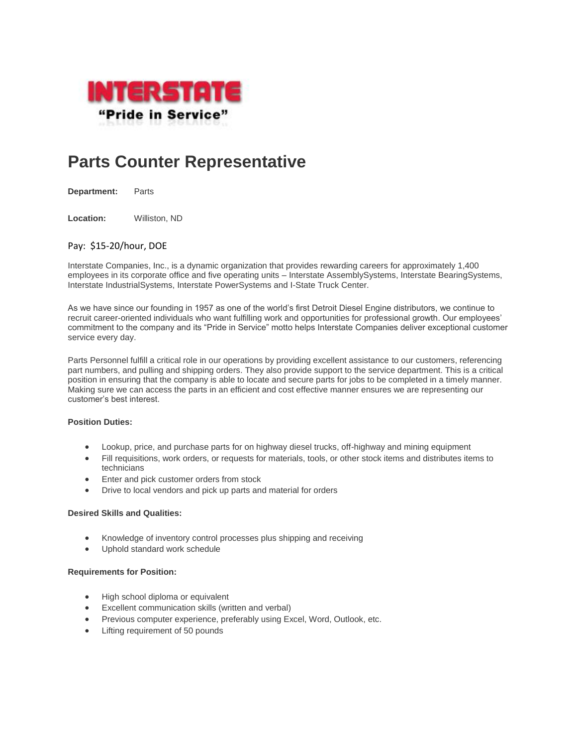INTERSTATE
"Pride in Service"

# Parts Counter Representative

**Department:** Parts

**Location:** Williston, ND

Pay: $15-20/hour, DOE

Interstate Companies, Inc., is a dynamic organization that provides rewarding careers for approximately 1,400 employees in its corporate office and five operating units – Interstate AssemblySystems, Interstate BearingSystems, Interstate IndustrialSystems, Interstate PowerSystems and I-State Truck Center.

As we have since our founding in 1957 as one of the world's first Detroit Diesel Engine distributors, we continue to recruit career-oriented individuals who want fulfilling work and opportunities for professional growth. Our employees' commitment to the company and its "Pride in Service" motto helps Interstate Companies deliver exceptional customer service every day.

Parts Personnel fulfill a critical role in our operations by providing excellent assistance to our customers, referencing part numbers, and pulling and shipping orders. They also provide support to the service department. This is a critical position in ensuring that the company is able to locate and secure parts for jobs to be completed in a timely manner. Making sure we can access the parts in an efficient and cost effective manner ensures we are representing our customer's best interest.

**Position Duties:**

- Lookup, price, and purchase parts for on highway diesel trucks, off-highway and mining equipment
- Fill requisitions, work orders, or requests for materials, tools, or other stock items and distributes items to technicians
- Enter and pick customer orders from stock
- Drive to local vendors and pick up parts and material for orders

**Desired Skills and Qualities:**

- Knowledge of inventory control processes plus shipping and receiving
- Uphold standard work schedule

**Requirements for Position:**

- High school diploma or equivalent
- Excellent communication skills (written and verbal)
- Previous computer experience, preferably using Excel, Word, Outlook, etc.
- Lifting requirement of 50 pounds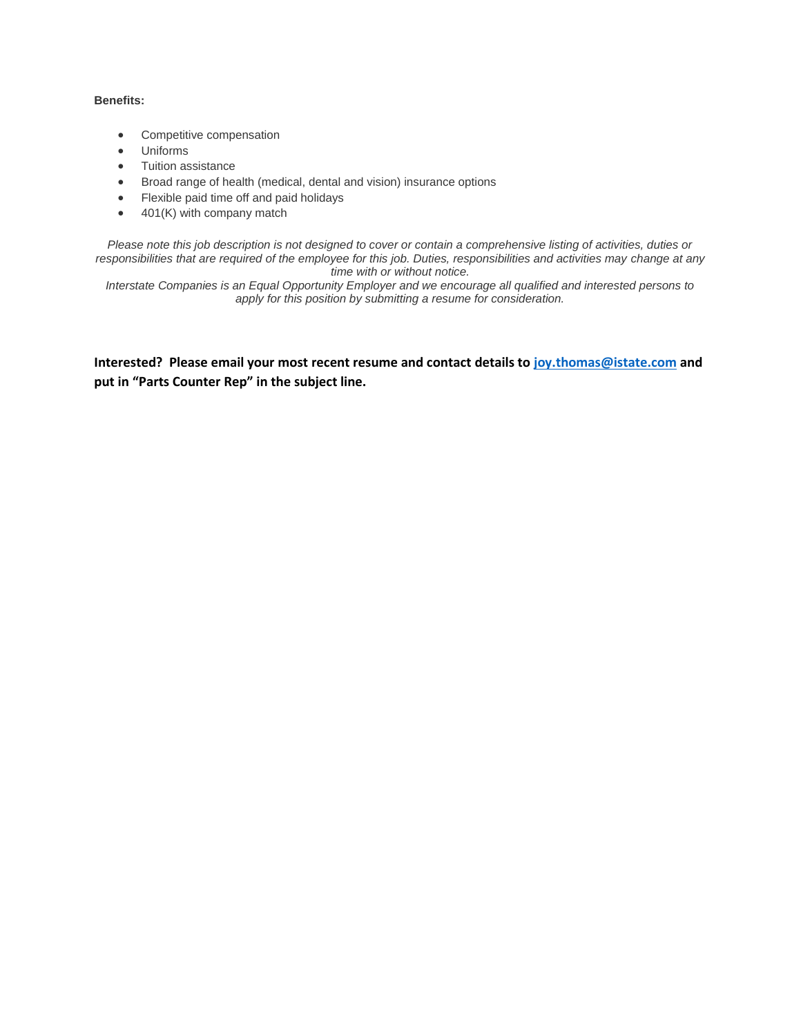**Benefits:**

- Competitive compensation
- Uniforms
- Tuition assistance
- Broad range of health (medical, dental and vision) insurance options
- Flexible paid time off and paid holidays
- 401(K) with company match

*Please note this job description is not designed to cover or contain a comprehensive listing of activities, duties or responsibilities that are required of the employee for this job. Duties, responsibilities and activities may change at any time with or without notice.*

*Interstate Companies is an Equal Opportunity Employer and we encourage all qualified and interested persons to apply for this position by submitting a resume for consideration.*

**Interested? Please email your most recent resume and contact details to [joy.thomas@istate.com](mailto:joy.thomas@istate.com) and put in "Parts Counter Rep" in the subject line.**